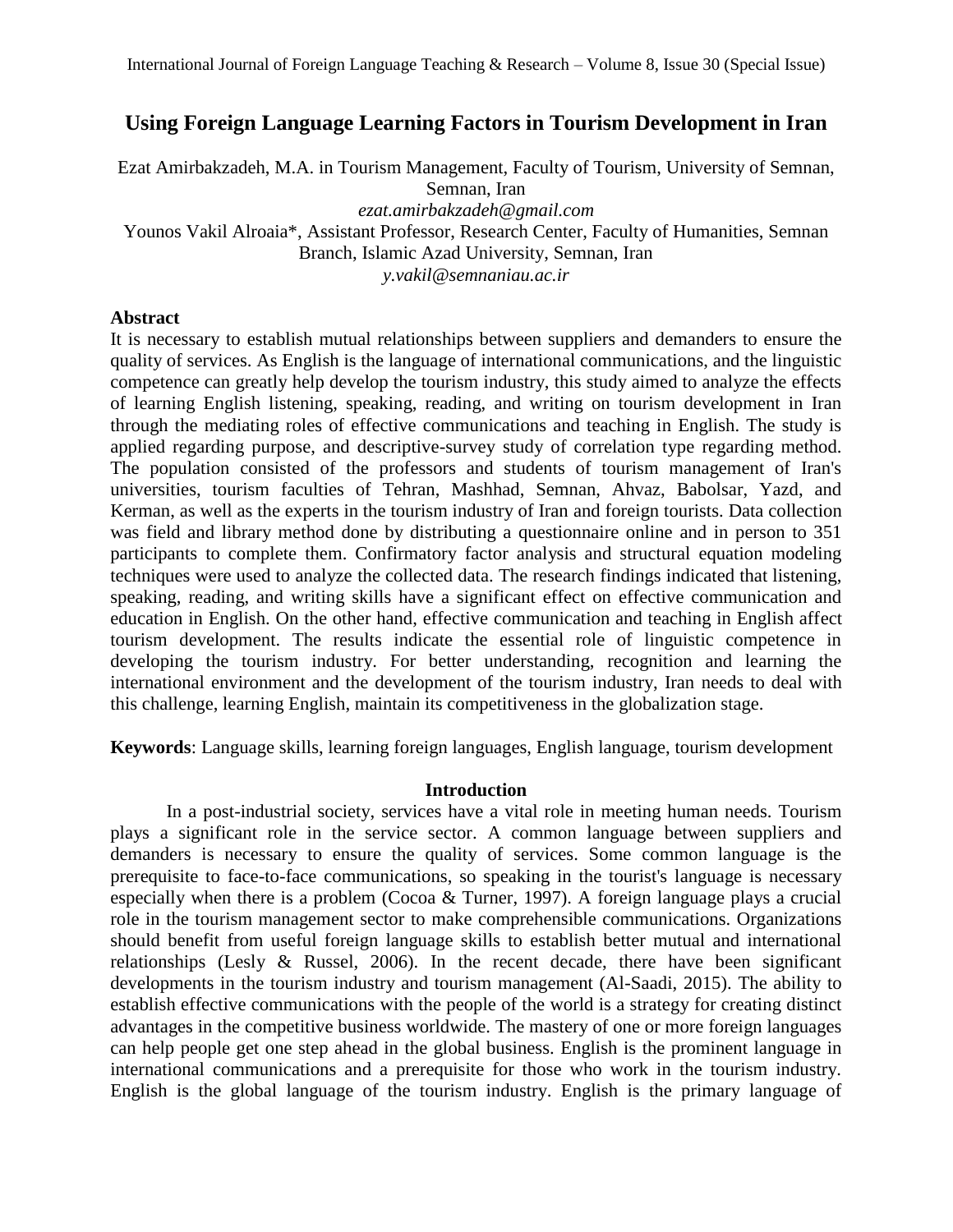# Using Foreign Language Learning Factors in Tourism Development in Iran

Ezat Amirbakzadeh, M.A. in Tourism Management, Faculty of Tourism, University of Semnan, Semnan, Iran
*ezat.amirbakzadeh@gmail.com*
Younos Vakil Alroaia*, Assistant Professor, Research Center, Faculty of Humanities, Semnan Branch, Islamic Azad University, Semnan, Iran
*y.vakil@semnaniau.ac.ir*

## Abstract

It is necessary to establish mutual relationships between suppliers and demanders to ensure the quality of services. As English is the language of international communications, and the linguistic competence can greatly help develop the tourism industry, this study aimed to analyze the effects of learning English listening, speaking, reading, and writing on tourism development in Iran through the mediating roles of effective communications and teaching in English. The study is applied regarding purpose, and descriptive-survey study of correlation type regarding method. The population consisted of the professors and students of tourism management of Iran's universities, tourism faculties of Tehran, Mashhad, Semnan, Ahvaz, Babolsar, Yazd, and Kerman, as well as the experts in the tourism industry of Iran and foreign tourists. Data collection was field and library method done by distributing a questionnaire online and in person to 351 participants to complete them. Confirmatory factor analysis and structural equation modeling techniques were used to analyze the collected data. The research findings indicated that listening, speaking, reading, and writing skills have a significant effect on effective communication and education in English. On the other hand, effective communication and teaching in English affect tourism development. The results indicate the essential role of linguistic competence in developing the tourism industry. For better understanding, recognition and learning the international environment and the development of the tourism industry, Iran needs to deal with this challenge, learning English, maintain its competitiveness in the globalization stage.

**Keywords**: Language skills, learning foreign languages, English language, tourism development

## Introduction

In a post-industrial society, services have a vital role in meeting human needs. Tourism plays a significant role in the service sector. A common language between suppliers and demanders is necessary to ensure the quality of services. Some common language is the prerequisite to face-to-face communications, so speaking in the tourist's language is necessary especially when there is a problem (Cocoa & Turner, 1997). A foreign language plays a crucial role in the tourism management sector to make comprehensible communications. Organizations should benefit from useful foreign language skills to establish better mutual and international relationships (Lesly & Russel, 2006). In the recent decade, there have been significant developments in the tourism industry and tourism management (Al-Saadi, 2015). The ability to establish effective communications with the people of the world is a strategy for creating distinct advantages in the competitive business worldwide. The mastery of one or more foreign languages can help people get one step ahead in the global business. English is the prominent language in international communications and a prerequisite for those who work in the tourism industry. English is the global language of the tourism industry. English is the primary language of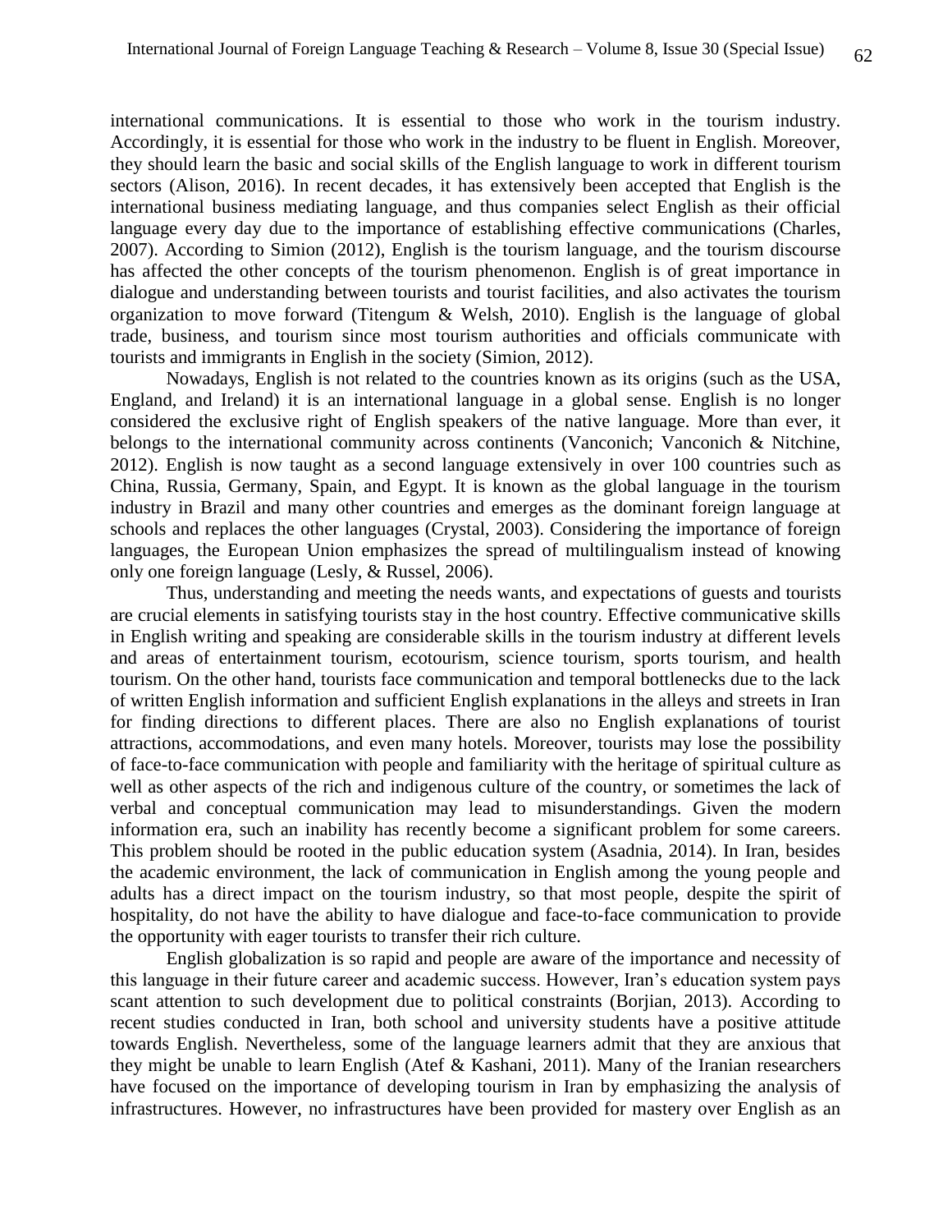international communications. It is essential to those who work in the tourism industry. Accordingly, it is essential for those who work in the industry to be fluent in English. Moreover, they should learn the basic and social skills of the English language to work in different tourism sectors (Alison, 2016). In recent decades, it has extensively been accepted that English is the international business mediating language, and thus companies select English as their official language every day due to the importance of establishing effective communications (Charles, 2007). According to Simion (2012), English is the tourism language, and the tourism discourse has affected the other concepts of the tourism phenomenon. English is of great importance in dialogue and understanding between tourists and tourist facilities, and also activates the tourism organization to move forward (Titengum & Welsh, 2010). English is the language of global trade, business, and tourism since most tourism authorities and officials communicate with tourists and immigrants in English in the society (Simion, 2012).

Nowadays, English is not related to the countries known as its origins (such as the USA, England, and Ireland) it is an international language in a global sense. English is no longer considered the exclusive right of English speakers of the native language. More than ever, it belongs to the international community across continents (Vanconich; Vanconich & Nitchine, 2012). English is now taught as a second language extensively in over 100 countries such as China, Russia, Germany, Spain, and Egypt. It is known as the global language in the tourism industry in Brazil and many other countries and emerges as the dominant foreign language at schools and replaces the other languages (Crystal, 2003). Considering the importance of foreign languages, the European Union emphasizes the spread of multilingualism instead of knowing only one foreign language (Lesly, & Russel, 2006).

Thus, understanding and meeting the needs wants, and expectations of guests and tourists are crucial elements in satisfying tourists stay in the host country. Effective communicative skills in English writing and speaking are considerable skills in the tourism industry at different levels and areas of entertainment tourism, ecotourism, science tourism, sports tourism, and health tourism. On the other hand, tourists face communication and temporal bottlenecks due to the lack of written English information and sufficient English explanations in the alleys and streets in Iran for finding directions to different places. There are also no English explanations of tourist attractions, accommodations, and even many hotels. Moreover, tourists may lose the possibility of face-to-face communication with people and familiarity with the heritage of spiritual culture as well as other aspects of the rich and indigenous culture of the country, or sometimes the lack of verbal and conceptual communication may lead to misunderstandings. Given the modern information era, such an inability has recently become a significant problem for some careers. This problem should be rooted in the public education system (Asadnia, 2014). In Iran, besides the academic environment, the lack of communication in English among the young people and adults has a direct impact on the tourism industry, so that most people, despite the spirit of hospitality, do not have the ability to have dialogue and face-to-face communication to provide the opportunity with eager tourists to transfer their rich culture.

English globalization is so rapid and people are aware of the importance and necessity of this language in their future career and academic success. However, Iran's education system pays scant attention to such development due to political constraints (Borjian, 2013). According to recent studies conducted in Iran, both school and university students have a positive attitude towards English. Nevertheless, some of the language learners admit that they are anxious that they might be unable to learn English (Atef & Kashani, 2011). Many of the Iranian researchers have focused on the importance of developing tourism in Iran by emphasizing the analysis of infrastructures. However, no infrastructures have been provided for mastery over English as an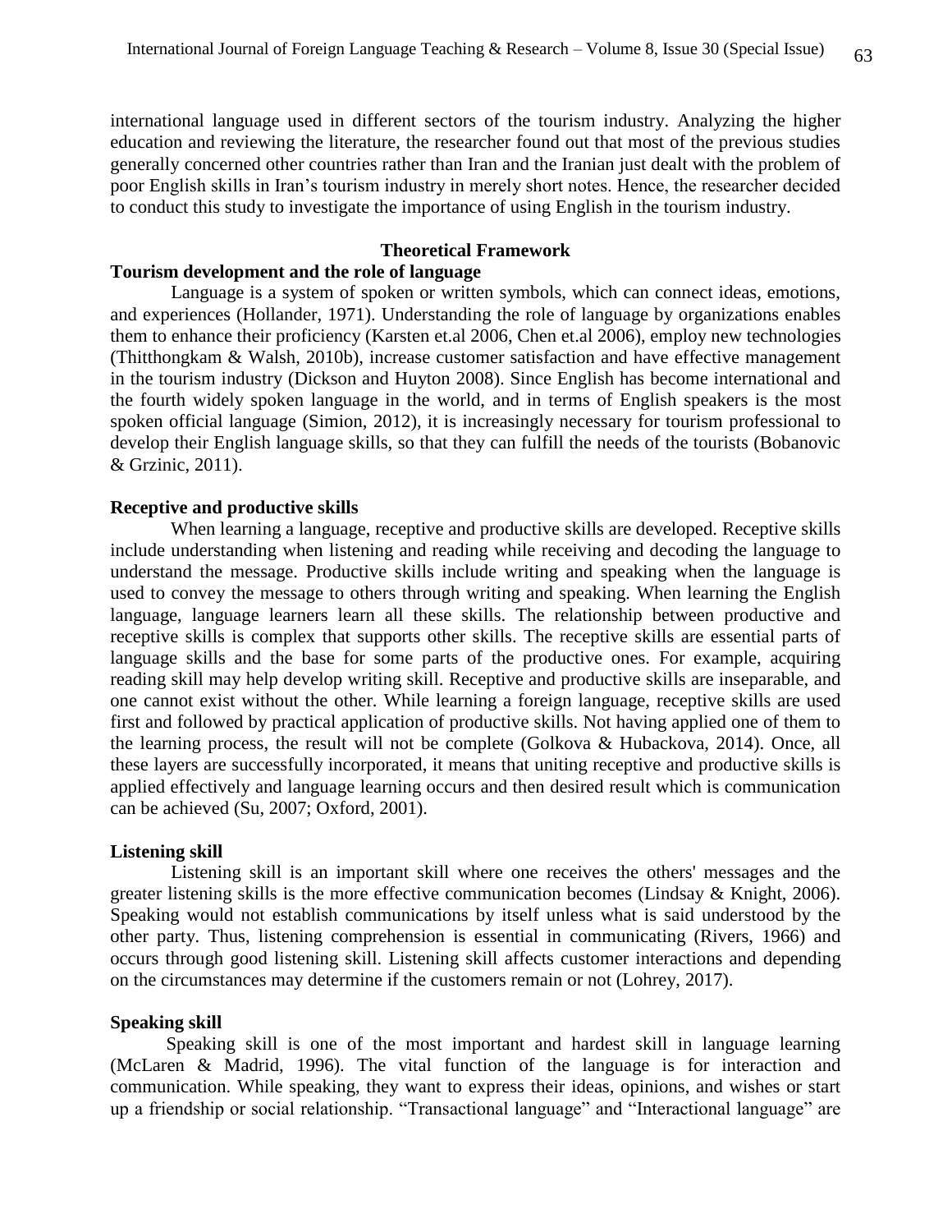international language used in different sectors of the tourism industry. Analyzing the higher education and reviewing the literature, the researcher found out that most of the previous studies generally concerned other countries rather than Iran and the Iranian just dealt with the problem of poor English skills in Iran's tourism industry in merely short notes. Hence, the researcher decided to conduct this study to investigate the importance of using English in the tourism industry.

## Theoretical Framework

### Tourism development and the role of language

Language is a system of spoken or written symbols, which can connect ideas, emotions, and experiences (Hollander, 1971). Understanding the role of language by organizations enables them to enhance their proficiency (Karsten et.al 2006, Chen et.al 2006), employ new technologies (Thitthongkam & Walsh, 2010b), increase customer satisfaction and have effective management in the tourism industry (Dickson and Huyton 2008). Since English has become international and the fourth widely spoken language in the world, and in terms of English speakers is the most spoken official language (Simion, 2012), it is increasingly necessary for tourism professional to develop their English language skills, so that they can fulfill the needs of the tourists (Bobanovic & Grzinic, 2011).

### Receptive and productive skills

When learning a language, receptive and productive skills are developed. Receptive skills include understanding when listening and reading while receiving and decoding the language to understand the message. Productive skills include writing and speaking when the language is used to convey the message to others through writing and speaking. When learning the English language, language learners learn all these skills. The relationship between productive and receptive skills is complex that supports other skills. The receptive skills are essential parts of language skills and the base for some parts of the productive ones. For example, acquiring reading skill may help develop writing skill. Receptive and productive skills are inseparable, and one cannot exist without the other. While learning a foreign language, receptive skills are used first and followed by practical application of productive skills. Not having applied one of them to the learning process, the result will not be complete (Golkova & Hubackova, 2014). Once, all these layers are successfully incorporated, it means that uniting receptive and productive skills is applied effectively and language learning occurs and then desired result which is communication can be achieved (Su, 2007; Oxford, 2001).

### Listening skill

Listening skill is an important skill where one receives the others' messages and the greater listening skills is the more effective communication becomes (Lindsay & Knight, 2006). Speaking would not establish communications by itself unless what is said understood by the other party. Thus, listening comprehension is essential in communicating (Rivers, 1966) and occurs through good listening skill. Listening skill affects customer interactions and depending on the circumstances may determine if the customers remain or not (Lohrey, 2017).

### Speaking skill

Speaking skill is one of the most important and hardest skill in language learning (McLaren & Madrid, 1996). The vital function of the language is for interaction and communication. While speaking, they want to express their ideas, opinions, and wishes or start up a friendship or social relationship. "Transactional language" and "Interactional language" are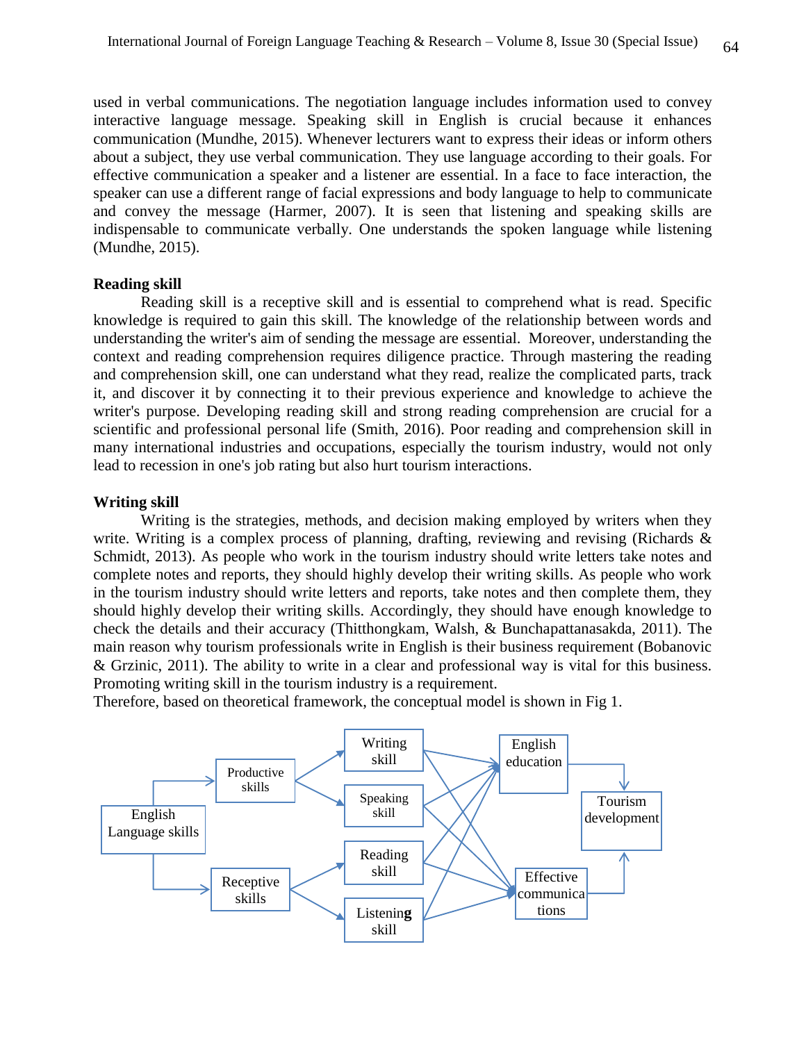used in verbal communications. The negotiation language includes information used to convey interactive language message. Speaking skill in English is crucial because it enhances communication (Mundhe, 2015). Whenever lecturers want to express their ideas or inform others about a subject, they use verbal communication. They use language according to their goals. For effective communication a speaker and a listener are essential. In a face to face interaction, the speaker can use a different range of facial expressions and body language to help to communicate and convey the message (Harmer, 2007). It is seen that listening and speaking skills are indispensable to communicate verbally. One understands the spoken language while listening (Mundhe, 2015).

**Reading skill**

Reading skill is a receptive skill and is essential to comprehend what is read. Specific knowledge is required to gain this skill. The knowledge of the relationship between words and understanding the writer's aim of sending the message are essential. Moreover, understanding the context and reading comprehension requires diligence practice. Through mastering the reading and comprehension skill, one can understand what they read, realize the complicated parts, track it, and discover it by connecting it to their previous experience and knowledge to achieve the writer's purpose. Developing reading skill and strong reading comprehension are crucial for a scientific and professional personal life (Smith, 2016). Poor reading and comprehension skill in many international industries and occupations, especially the tourism industry, would not only lead to recession in one's job rating but also hurt tourism interactions.

**Writing skill**

Writing is the strategies, methods, and decision making employed by writers when they write. Writing is a complex process of planning, drafting, reviewing and revising (Richards & Schmidt, 2013). As people who work in the tourism industry should write letters take notes and complete notes and reports, they should highly develop their writing skills. As people who work in the tourism industry should write letters and reports, take notes and then complete them, they should highly develop their writing skills. Accordingly, they should have enough knowledge to check the details and their accuracy (Thitthongkam, Walsh, & Bunchapattanasakda, 2011). The main reason why tourism professionals write in English is their business requirement (Bobanovic & Grzinic, 2011). The ability to write in a clear and professional way is vital for this business. Promoting writing skill in the tourism industry is a requirement.

Therefore, based on theoretical framework, the conceptual model is shown in Fig 1.

English Language skills → Productive skills → Writing skill, Speaking skill

English Language skills → Receptive skills → Reading skill, Listening skill

Writing skill, Speaking skill, Reading skill, Listening skill → English education → Tourism development

Writing skill, Speaking skill, Reading skill, Listening skill → Effective communications → Tourism development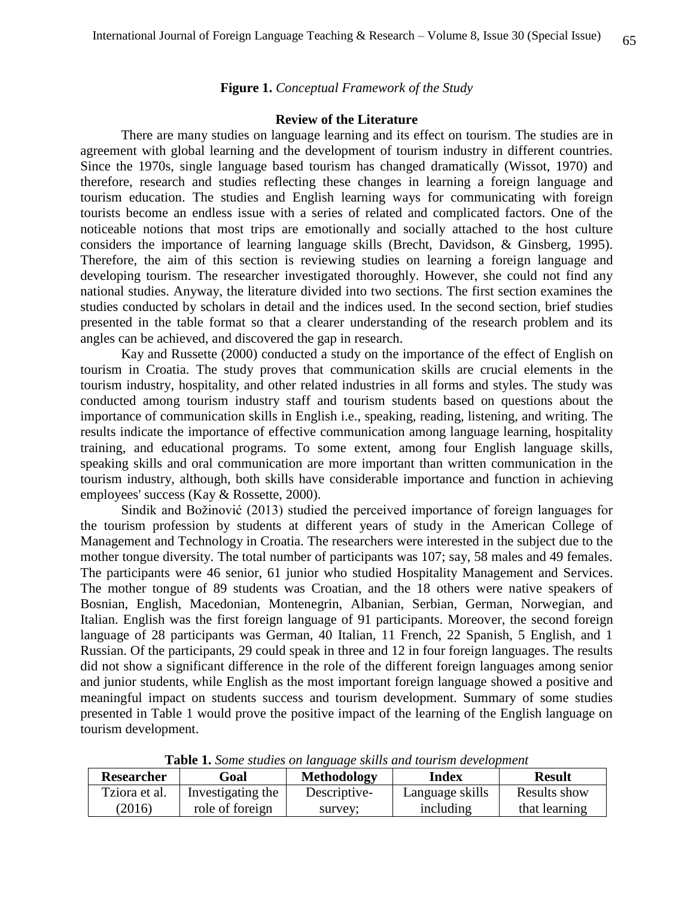**Figure 1.** *Conceptual Framework of the Study*

## Review of the Literature

There are many studies on language learning and its effect on tourism. The studies are in agreement with global learning and the development of tourism industry in different countries. Since the 1970s, single language based tourism has changed dramatically (Wissot, 1970) and therefore, research and studies reflecting these changes in learning a foreign language and tourism education. The studies and English learning ways for communicating with foreign tourists become an endless issue with a series of related and complicated factors. One of the noticeable notions that most trips are emotionally and socially attached to the host culture considers the importance of learning language skills (Brecht, Davidson, & Ginsberg, 1995). Therefore, the aim of this section is reviewing studies on learning a foreign language and developing tourism. The researcher investigated thoroughly. However, she could not find any national studies. Anyway, the literature divided into two sections. The first section examines the studies conducted by scholars in detail and the indices used. In the second section, brief studies presented in the table format so that a clearer understanding of the research problem and its angles can be achieved, and discovered the gap in research.

Kay and Russette (2000) conducted a study on the importance of the effect of English on tourism in Croatia. The study proves that communication skills are crucial elements in the tourism industry, hospitality, and other related industries in all forms and styles. The study was conducted among tourism industry staff and tourism students based on questions about the importance of communication skills in English i.e., speaking, reading, listening, and writing. The results indicate the importance of effective communication among language learning, hospitality training, and educational programs. To some extent, among four English language skills, speaking skills and oral communication are more important than written communication in the tourism industry, although, both skills have considerable importance and function in achieving employees' success (Kay & Rossette, 2000).

Sindik and Božinović (2013) studied the perceived importance of foreign languages for the tourism profession by students at different years of study in the American College of Management and Technology in Croatia. The researchers were interested in the subject due to the mother tongue diversity. The total number of participants was 107; say, 58 males and 49 females. The participants were 46 senior, 61 junior who studied Hospitality Management and Services. The mother tongue of 89 students was Croatian, and the 18 others were native speakers of Bosnian, English, Macedonian, Montenegrin, Albanian, Serbian, German, Norwegian, and Italian. English was the first foreign language of 91 participants. Moreover, the second foreign language of 28 participants was German, 40 Italian, 11 French, 22 Spanish, 5 English, and 1 Russian. Of the participants, 29 could speak in three and 12 in four foreign languages. The results did not show a significant difference in the role of the different foreign languages among senior and junior students, while English as the most important foreign language showed a positive and meaningful impact on students success and tourism development. Summary of some studies presented in Table 1 would prove the positive impact of the learning of the English language on tourism development.

**Table 1.** *Some studies on language skills and tourism development*

| Researcher | Goal | Methodology | Index | Result |
|---|---|---|---|---|
| Tziora et al. (2016) | Investigating the role of foreign | Descriptive-survey; | Language skills including | Results show that learning |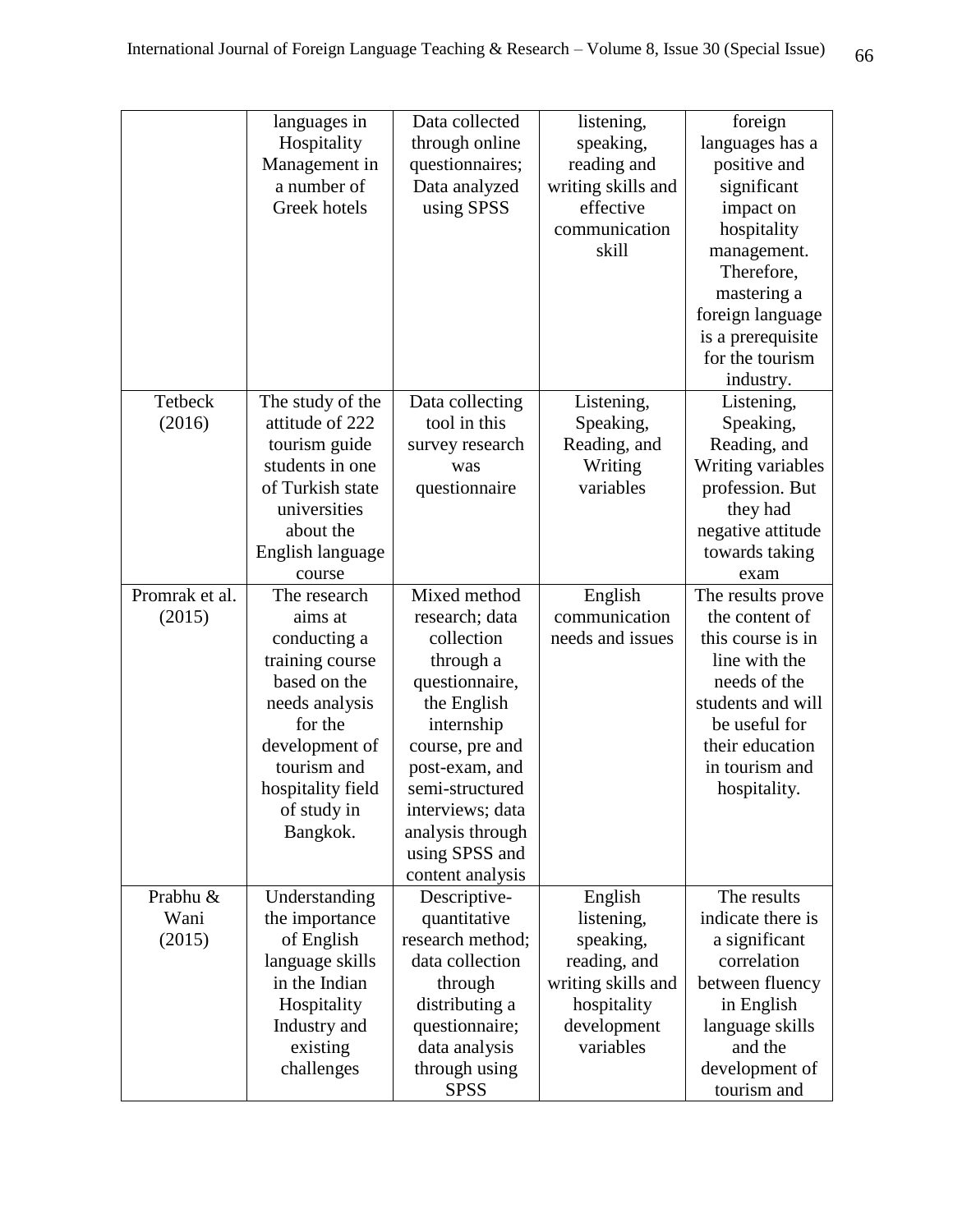| | languages in Hospitality Management in a number of Greek hotels | Data collected through online questionnaires; Data analyzed using SPSS | listening, speaking, reading and writing skills and effective communication skill | foreign languages has a positive and significant impact on hospitality management. Therefore, mastering a foreign language is a prerequisite for the tourism industry. |
|---|---|---|---|---|
| Tetbeck (2016) | The study of the attitude of 222 tourism guide students in one of Turkish state universities about the English language course | Data collecting tool in this survey research was questionnaire | Listening, Speaking, Reading, and Writing variables | Listening, Speaking, Reading, and Writing variables profession. But they had negative attitude towards taking exam |
| Promrak et al. (2015) | The research aims at conducting a training course based on the needs analysis for the development of tourism and hospitality field of study in Bangkok. | Mixed method research; data collection through a questionnaire, the English internship course, pre and post-exam, and semi-structured interviews; data analysis through using SPSS and content analysis | English communication needs and issues | The results prove the content of this course is in line with the needs of the students and will be useful for their education in tourism and hospitality. |
| Prabhu & Wani (2015) | Understanding the importance of English language skills in the Indian Hospitality Industry and existing challenges | Descriptive-quantitative research method; data collection through distributing a questionnaire; data analysis through using SPSS | English listening, speaking, reading, and writing skills and hospitality development variables | The results indicate there is a significant correlation between fluency in English language skills and the development of tourism and |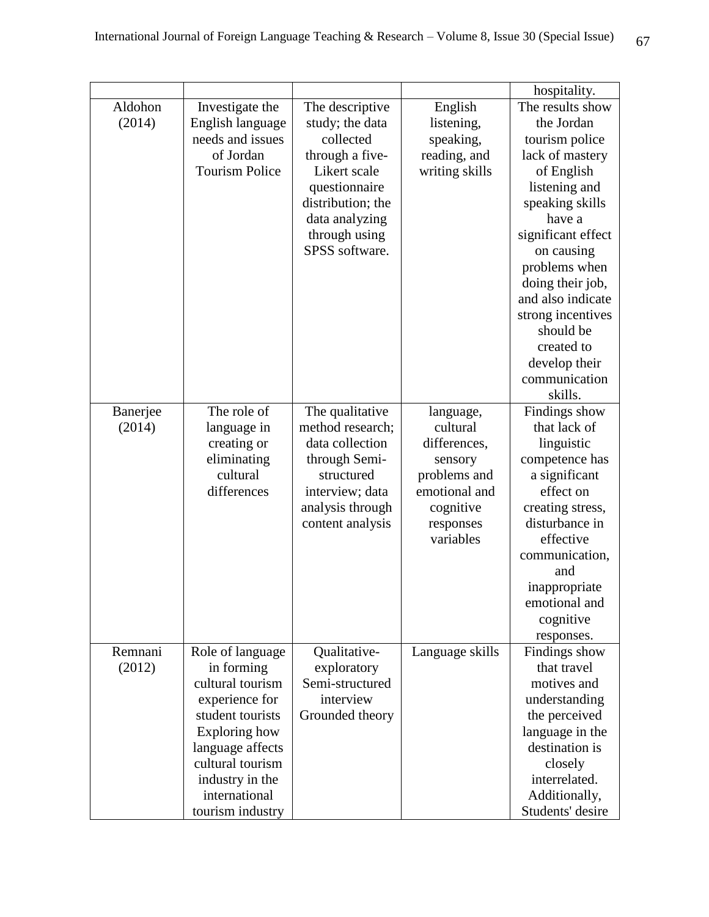| | | | | hospitality. |
|---|---|---|---|---|
| Aldohon (2014) | Investigate the English language needs and issues of Jordan Tourism Police | The descriptive study; the data collected through a five-Likert scale questionnaire distribution; the data analyzing through using SPSS software. | English listening, speaking, reading, and writing skills | The results show the Jordan tourism police lack of mastery of English listening and speaking skills have a significant effect on causing problems when doing their job, and also indicate strong incentives should be created to develop their communication skills. |
| Banerjee (2014) | The role of language in creating or eliminating cultural differences | The qualitative method research; data collection through Semi-structured interview; data analysis through content analysis | language, cultural differences, sensory problems and emotional and cognitive responses variables | Findings show that lack of linguistic competence has a significant effect on creating stress, disturbance in effective communication, and inappropriate emotional and cognitive responses. |
| Remnani (2012) | Role of language in forming cultural tourism experience for student tourists Exploring how language affects cultural tourism industry in the international tourism industry | Qualitative-exploratory Semi-structured interview Grounded theory | Language skills | Findings show that travel motives and understanding the perceived language in the destination is closely interrelated. Additionally, Students' desire |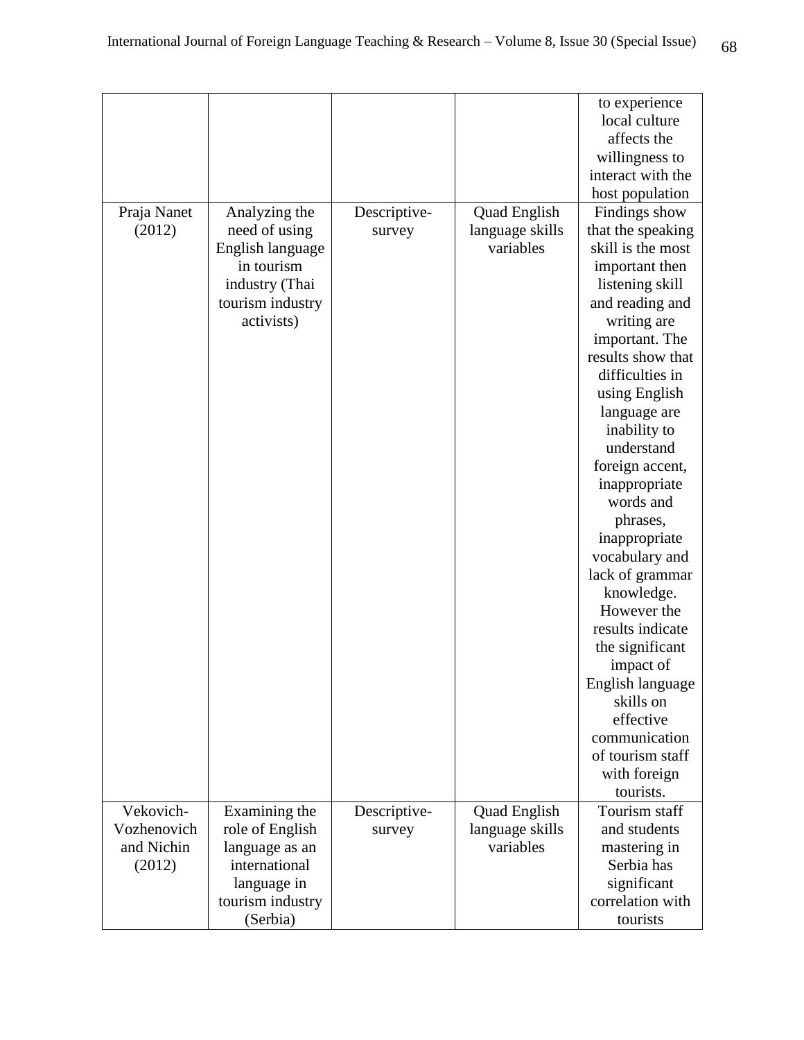| | | | | |
|---|---|---|---|---|
| | | | | to experience local culture affects the willingness to interact with the host population |
| Praja Nanet (2012) | Analyzing the need of using English language in tourism industry (Thai tourism industry activists) | Descriptive-survey | Quad English language skills variables | Findings show that the speaking skill is the most important then listening skill and reading and writing are important. The results show that difficulties in using English language are inability to understand foreign accent, inappropriate words and phrases, inappropriate vocabulary and lack of grammar knowledge. However the results indicate the significant impact of English language skills on effective communication of tourism staff with foreign tourists. |
| Vekovich-Vozhenovich and Nichin (2012) | Examining the role of English language as an international language in tourism industry (Serbia) | Descriptive-survey | Quad English language skills variables | Tourism staff and students mastering in Serbia has significant correlation with tourists |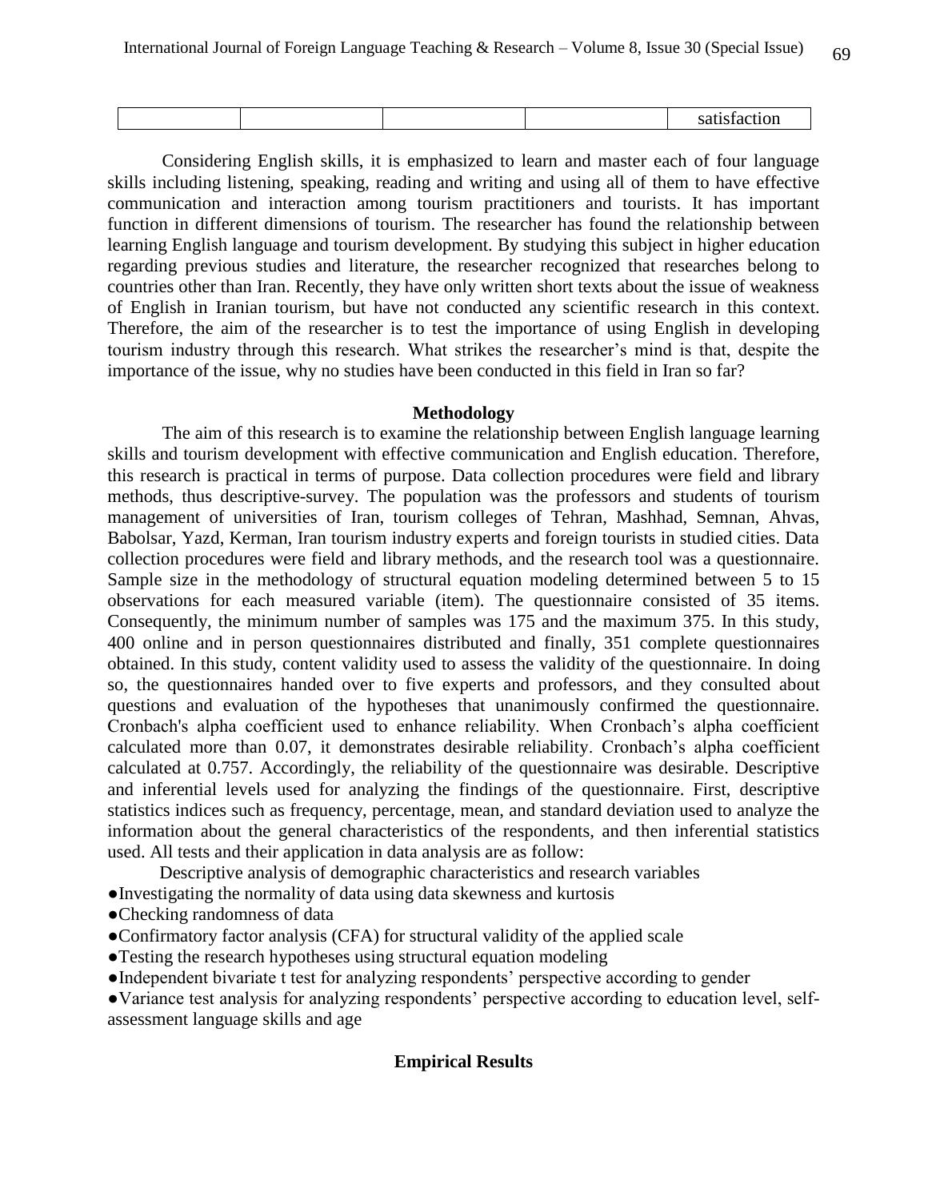| | | | | satisfaction |
|---|---|---|---|---|

Considering English skills, it is emphasized to learn and master each of four language skills including listening, speaking, reading and writing and using all of them to have effective communication and interaction among tourism practitioners and tourists. It has important function in different dimensions of tourism. The researcher has found the relationship between learning English language and tourism development. By studying this subject in higher education regarding previous studies and literature, the researcher recognized that researches belong to countries other than Iran. Recently, they have only written short texts about the issue of weakness of English in Iranian tourism, but have not conducted any scientific research in this context. Therefore, the aim of the researcher is to test the importance of using English in developing tourism industry through this research. What strikes the researcher's mind is that, despite the importance of the issue, why no studies have been conducted in this field in Iran so far?

## Methodology

The aim of this research is to examine the relationship between English language learning skills and tourism development with effective communication and English education. Therefore, this research is practical in terms of purpose. Data collection procedures were field and library methods, thus descriptive-survey. The population was the professors and students of tourism management of universities of Iran, tourism colleges of Tehran, Mashhad, Semnan, Ahvas, Babolsar, Yazd, Kerman, Iran tourism industry experts and foreign tourists in studied cities. Data collection procedures were field and library methods, and the research tool was a questionnaire. Sample size in the methodology of structural equation modeling determined between 5 to 15 observations for each measured variable (item). The questionnaire consisted of 35 items. Consequently, the minimum number of samples was 175 and the maximum 375. In this study, 400 online and in person questionnaires distributed and finally, 351 complete questionnaires obtained. In this study, content validity used to assess the validity of the questionnaire. In doing so, the questionnaires handed over to five experts and professors, and they consulted about questions and evaluation of the hypotheses that unanimously confirmed the questionnaire. Cronbach's alpha coefficient used to enhance reliability. When Cronbach's alpha coefficient calculated more than 0.07, it demonstrates desirable reliability. Cronbach's alpha coefficient calculated at 0.757. Accordingly, the reliability of the questionnaire was desirable. Descriptive and inferential levels used for analyzing the findings of the questionnaire. First, descriptive statistics indices such as frequency, percentage, mean, and standard deviation used to analyze the information about the general characteristics of the respondents, and then inferential statistics used. All tests and their application in data analysis are as follow:

Descriptive analysis of demographic characteristics and research variables

- Investigating the normality of data using data skewness and kurtosis
- Checking randomness of data
- Confirmatory factor analysis (CFA) for structural validity of the applied scale
- Testing the research hypotheses using structural equation modeling
- Independent bivariate t test for analyzing respondents' perspective according to gender
- Variance test analysis for analyzing respondents' perspective according to education level, self-assessment language skills and age

## Empirical Results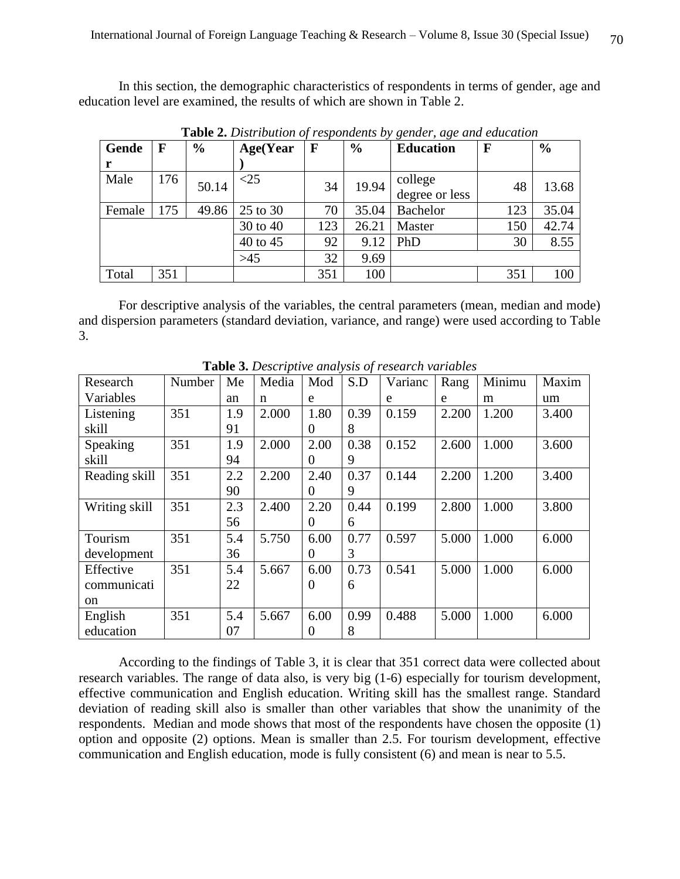In this section, the demographic characteristics of respondents in terms of gender, age and education level are examined, the results of which are shown in Table 2.

**Table 2.** *Distribution of respondents by gender, age and education*

| Gender | F | % | Age(Year) | F | % | Education | F | % |
|---|---|---|---|---|---|---|---|---|
| Male | 176 | 50.14 | <25 | 34 | 19.94 | college degree or less | 48 | 13.68 |
| Female | 175 | 49.86 | 25 to 30 | 70 | 35.04 | Bachelor | 123 | 35.04 |
| | | | 30 to 40 | 123 | 26.21 | Master | 150 | 42.74 |
| | | | 40 to 45 | 92 | 9.12 | PhD | 30 | 8.55 |
| | | | >45 | 32 | 9.69 | | | |
| Total | 351 | | | 351 | 100 | | 351 | 100 |

For descriptive analysis of the variables, the central parameters (mean, median and mode) and dispersion parameters (standard deviation, variance, and range) were used according to Table 3.

**Table 3.** *Descriptive analysis of research variables*

| Research Variables | Number | Mean | Median | Mode | S.D | Variance | Range | Minimum | Maximum |
|---|---|---|---|---|---|---|---|---|---|
| Listening skill | 351 | 1.991 | 2.000 | 1.800 | 0.398 | 0.159 | 2.200 | 1.200 | 3.400 |
| Speaking skill | 351 | 1.994 | 2.000 | 2.000 | 0.389 | 0.152 | 2.600 | 1.000 | 3.600 |
| Reading skill | 351 | 2.290 | 2.200 | 2.400 | 0.379 | 0.144 | 2.200 | 1.200 | 3.400 |
| Writing skill | 351 | 2.356 | 2.400 | 2.200 | 0.446 | 0.199 | 2.800 | 1.000 | 3.800 |
| Tourism development | 351 | 5.436 | 5.750 | 6.000 | 0.773 | 0.597 | 5.000 | 1.000 | 6.000 |
| Effective communication | 351 | 5.422 | 5.667 | 6.000 | 0.736 | 0.541 | 5.000 | 1.000 | 6.000 |
| English education | 351 | 5.407 | 5.667 | 6.000 | 0.998 | 0.488 | 5.000 | 1.000 | 6.000 |

According to the findings of Table 3, it is clear that 351 correct data were collected about research variables. The range of data also, is very big (1-6) especially for tourism development, effective communication and English education. Writing skill has the smallest range. Standard deviation of reading skill also is smaller than other variables that show the unanimity of the respondents. Median and mode shows that most of the respondents have chosen the opposite (1) option and opposite (2) options. Mean is smaller than 2.5. For tourism development, effective communication and English education, mode is fully consistent (6) and mean is near to 5.5.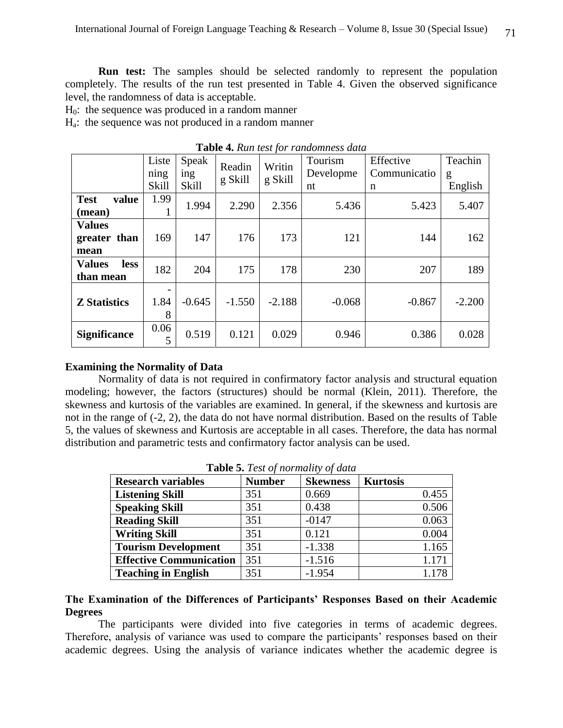**Run test:** The samples should be selected randomly to represent the population completely. The results of the run test presented in Table 4. Given the observed significance level, the randomness of data is acceptable.

$H_0$: the sequence was produced in a random manner

$H_a$: the sequence was not produced in a random manner

**Table 4.** *Run test for randomness data*

| | Listening Skill | Speaking Skill | Reading Skill | Writing Skill | Tourism Development | Effective Communication | Teaching English |
|---|---|---|---|---|---|---|---|
| **Test value (mean)** | 1.991 | 1.994 | 2.290 | 2.356 | 5.436 | 5.423 | 5.407 |
| **Values greater than mean** | 169 | 147 | 176 | 173 | 121 | 144 | 162 |
| **Values less than mean** | 182 | 204 | 175 | 178 | 230 | 207 | 189 |
| **Z Statistics** | -1.848 | -0.645 | -1.550 | -2.188 | -0.068 | -0.867 | -2.200 |
| **Significance** | 0.065 | 0.519 | 0.121 | 0.029 | 0.946 | 0.386 | 0.028 |

### Examining the Normality of Data

Normality of data is not required in confirmatory factor analysis and structural equation modeling; however, the factors (structures) should be normal (Klein, 2011). Therefore, the skewness and kurtosis of the variables are examined. In general, if the skewness and kurtosis are not in the range of (-2, 2), the data do not have normal distribution. Based on the results of Table 5, the values of skewness and Kurtosis are acceptable in all cases. Therefore, the data has normal distribution and parametric tests and confirmatory factor analysis can be used.

**Table 5.** *Test of normality of data*

| Research variables | Number | Skewness | Kurtosis |
|---|---|---|---|
| **Listening Skill** | 351 | 0.669 | 0.455 |
| **Speaking Skill** | 351 | 0.438 | 0.506 |
| **Reading Skill** | 351 | -0147 | 0.063 |
| **Writing Skill** | 351 | 0.121 | 0.004 |
| **Tourism Development** | 351 | -1.338 | 1.165 |
| **Effective Communication** | 351 | -1.516 | 1.171 |
| **Teaching in English** | 351 | -1.954 | 1.178 |

### The Examination of the Differences of Participants' Responses Based on their Academic Degrees

The participants were divided into five categories in terms of academic degrees. Therefore, analysis of variance was used to compare the participants' responses based on their academic degrees. Using the analysis of variance indicates whether the academic degree is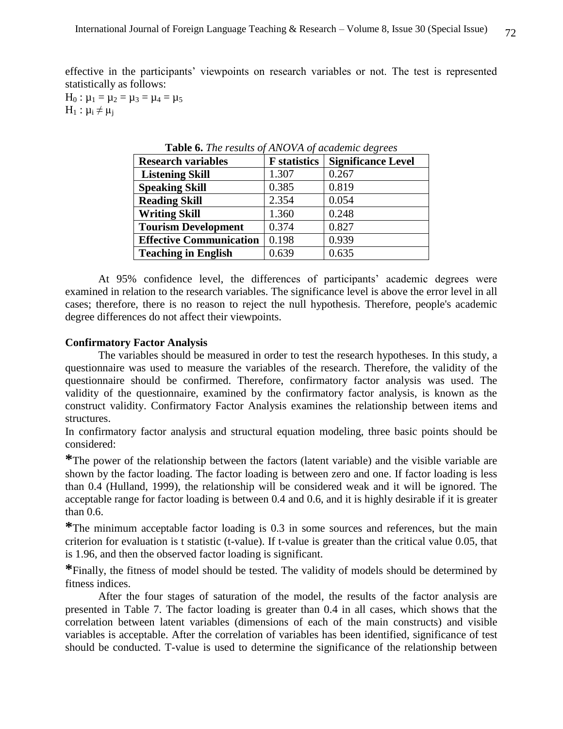effective in the participants' viewpoints on research variables or not. The test is represented statistically as follows:

$H_0 : \mu_1 = \mu_2 = \mu_3 = \mu_4 = \mu_5$

$H_1 : \mu_i \neq \mu_j$

**Table 6.** *The results of ANOVA of academic degrees*

| Research variables | F statistics | Significance Level |
|---|---|---|
| **Listening Skill** | 1.307 | 0.267 |
| **Speaking Skill** | 0.385 | 0.819 |
| **Reading Skill** | 2.354 | 0.054 |
| **Writing Skill** | 1.360 | 0.248 |
| **Tourism Development** | 0.374 | 0.827 |
| **Effective Communication** | 0.198 | 0.939 |
| **Teaching in English** | 0.639 | 0.635 |

At 95% confidence level, the differences of participants' academic degrees were examined in relation to the research variables. The significance level is above the error level in all cases; therefore, there is no reason to reject the null hypothesis. Therefore, people's academic degree differences do not affect their viewpoints.

**Confirmatory Factor Analysis**

The variables should be measured in order to test the research hypotheses. In this study, a questionnaire was used to measure the variables of the research. Therefore, the validity of the questionnaire should be confirmed. Therefore, confirmatory factor analysis was used. The validity of the questionnaire, examined by the confirmatory factor analysis, is known as the construct validity. Confirmatory Factor Analysis examines the relationship between items and structures.

In confirmatory factor analysis and structural equation modeling, three basic points should be considered:

*The power of the relationship between the factors (latent variable) and the visible variable are shown by the factor loading. The factor loading is between zero and one. If factor loading is less than 0.4 (Hulland, 1999), the relationship will be considered weak and it will be ignored. The acceptable range for factor loading is between 0.4 and 0.6, and it is highly desirable if it is greater than 0.6.

*The minimum acceptable factor loading is 0.3 in some sources and references, but the main criterion for evaluation is t statistic (t-value). If t-value is greater than the critical value 0.05, that is 1.96, and then the observed factor loading is significant.

*Finally, the fitness of model should be tested. The validity of models should be determined by fitness indices.

After the four stages of saturation of the model, the results of the factor analysis are presented in Table 7. The factor loading is greater than 0.4 in all cases, which shows that the correlation between latent variables (dimensions of each of the main constructs) and visible variables is acceptable. After the correlation of variables has been identified, significance of test should be conducted. T-value is used to determine the significance of the relationship between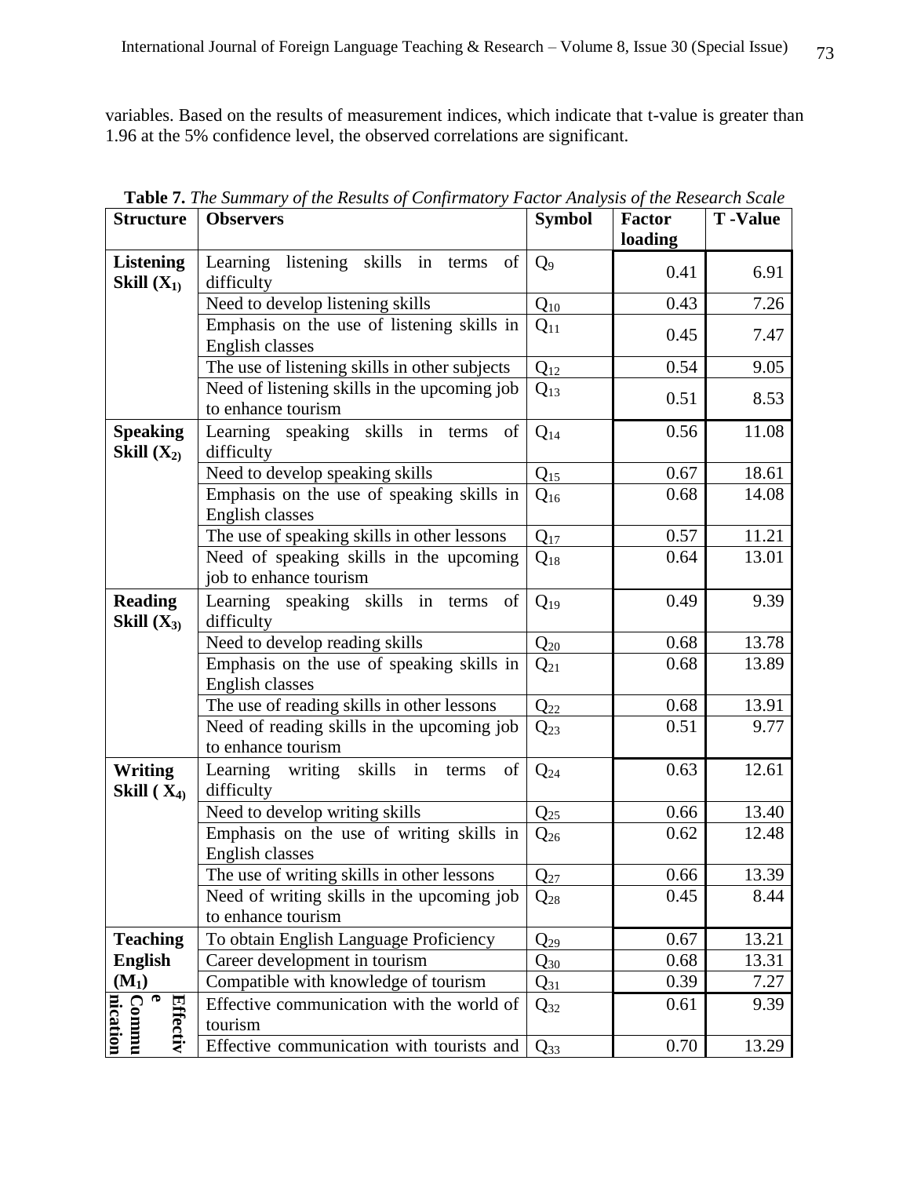variables. Based on the results of measurement indices, which indicate that t-value is greater than 1.96 at the 5% confidence level, the observed correlations are significant.

**Table 7.** *The Summary of the Results of Confirmatory Factor Analysis of the Research Scale*

| Structure | Observers | Symbol | Factor loading | T -Value |
|---|---|---|---|---|
| **Listening Skill ($X_1$)** | Learning listening skills in terms of difficulty | $Q_9$ | 0.41 | 6.91 |
| | Need to develop listening skills | $Q_{10}$ | 0.43 | 7.26 |
| | Emphasis on the use of listening skills in English classes | $Q_{11}$ | 0.45 | 7.47 |
| | The use of listening skills in other subjects | $Q_{12}$ | 0.54 | 9.05 |
| | Need of listening skills in the upcoming job to enhance tourism | $Q_{13}$ | 0.51 | 8.53 |
| **Speaking Skill ($X_2$)** | Learning speaking skills in terms of difficulty | $Q_{14}$ | 0.56 | 11.08 |
| | Need to develop speaking skills | $Q_{15}$ | 0.67 | 18.61 |
| | Emphasis on the use of speaking skills in English classes | $Q_{16}$ | 0.68 | 14.08 |
| | The use of speaking skills in other lessons | $Q_{17}$ | 0.57 | 11.21 |
| | Need of speaking skills in the upcoming job to enhance tourism | $Q_{18}$ | 0.64 | 13.01 |
| **Reading Skill ($X_3$)** | Learning speaking skills in terms of difficulty | $Q_{19}$ | 0.49 | 9.39 |
| | Need to develop reading skills | $Q_{20}$ | 0.68 | 13.78 |
| | Emphasis on the use of speaking skills in English classes | $Q_{21}$ | 0.68 | 13.89 |
| | The use of reading skills in other lessons | $Q_{22}$ | 0.68 | 13.91 |
| | Need of reading skills in the upcoming job to enhance tourism | $Q_{23}$ | 0.51 | 9.77 |
| **Writing Skill ( $X_4$)** | Learning writing skills in terms of difficulty | $Q_{24}$ | 0.63 | 12.61 |
| | Need to develop writing skills | $Q_{25}$ | 0.66 | 13.40 |
| | Emphasis on the use of writing skills in English classes | $Q_{26}$ | 0.62 | 12.48 |
| | The use of writing skills in other lessons | $Q_{27}$ | 0.66 | 13.39 |
| | Need of writing skills in the upcoming job to enhance tourism | $Q_{28}$ | 0.45 | 8.44 |
| **Teaching English ($M_1$)** | To obtain English Language Proficiency | $Q_{29}$ | 0.67 | 13.21 |
| | Career development in tourism | $Q_{30}$ | 0.68 | 13.31 |
| | Compatible with knowledge of tourism | $Q_{31}$ | 0.39 | 7.27 |
| **Effective Communication** | Effective communication with the world of tourism | $Q_{32}$ | 0.61 | 9.39 |
| | Effective communication with tourists and | $Q_{33}$ | 0.70 | 13.29 |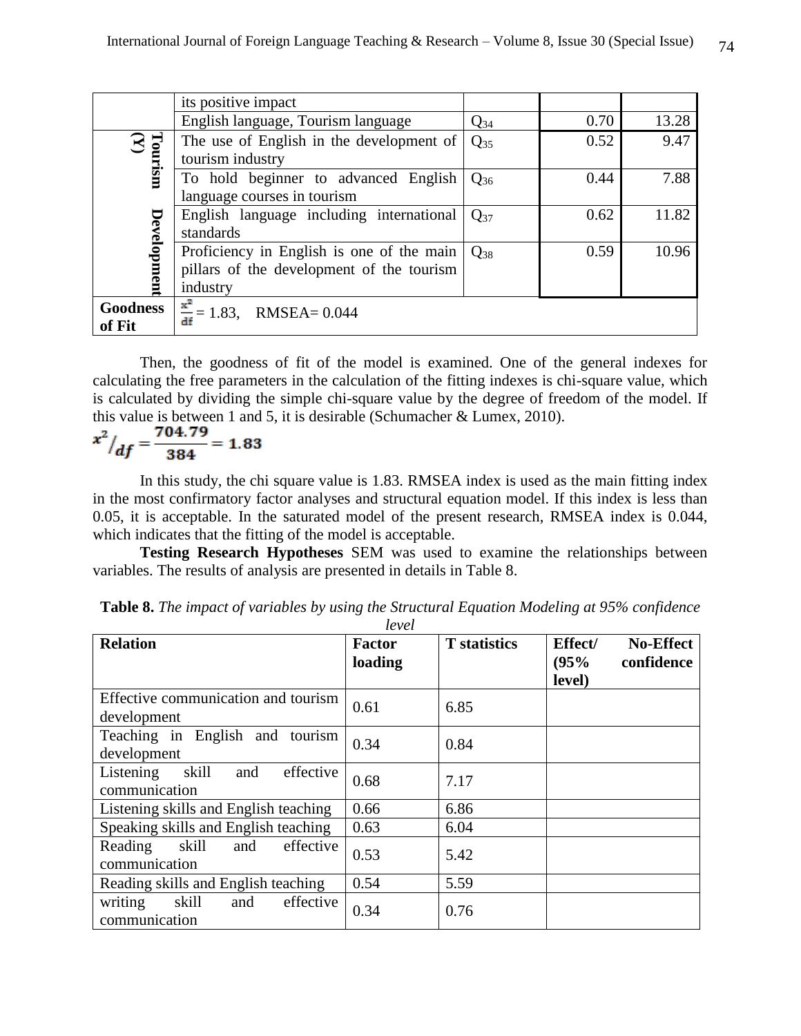|  | its positive impact |  |  |  |
|---|---|---|---|---|
|  | English language, Tourism language | $Q_{34}$ | 0.70 | 13.28 |
| Tourism Development (Y) | The use of English in the development of tourism industry | $Q_{35}$ | 0.52 | 9.47 |
|  | To hold beginner to advanced English language courses in tourism | $Q_{36}$ | 0.44 | 7.88 |
|  | English language including international standards | $Q_{37}$ | 0.62 | 11.82 |
|  | Proficiency in English is one of the main pillars of the development of the tourism industry | $Q_{38}$ | 0.59 | 10.96 |
| Goodness of Fit | $\frac{x^2}{df}$ = 1.83, RMSEA= 0.044 |  |  |  |

Then, the goodness of fit of the model is examined. One of the general indexes for calculating the free parameters in the calculation of the fitting indexes is chi-square value, which is calculated by dividing the simple chi-square value by the degree of freedom of the model. If this value is between 1 and 5, it is desirable (Schumacher & Lumex, 2010).

$$x^2/_{df} = \frac{704.79}{384} = 1.83$$

In this study, the chi square value is 1.83. RMSEA index is used as the main fitting index in the most confirmatory factor analyses and structural equation model. If this index is less than 0.05, it is acceptable. In the saturated model of the present research, RMSEA index is 0.044, which indicates that the fitting of the model is acceptable.

**Testing Research Hypotheses** SEM was used to examine the relationships between variables. The results of analysis are presented in details in Table 8.

**Table 8.** *The impact of variables by using the Structural Equation Modeling at 95% confidence level*

| Relation | Factor loading | T statistics | Effect/ No-Effect (95% confidence level) |
|---|---|---|---|
| Effective communication and tourism development | 0.61 | 6.85 |  |
| Teaching in English and tourism development | 0.34 | 0.84 |  |
| Listening skill and effective communication | 0.68 | 7.17 |  |
| Listening skills and English teaching | 0.66 | 6.86 |  |
| Speaking skills and English teaching | 0.63 | 6.04 |  |
| Reading skill and effective communication | 0.53 | 5.42 |  |
| Reading skills and English teaching | 0.54 | 5.59 |  |
| writing skill and effective communication | 0.34 | 0.76 |  |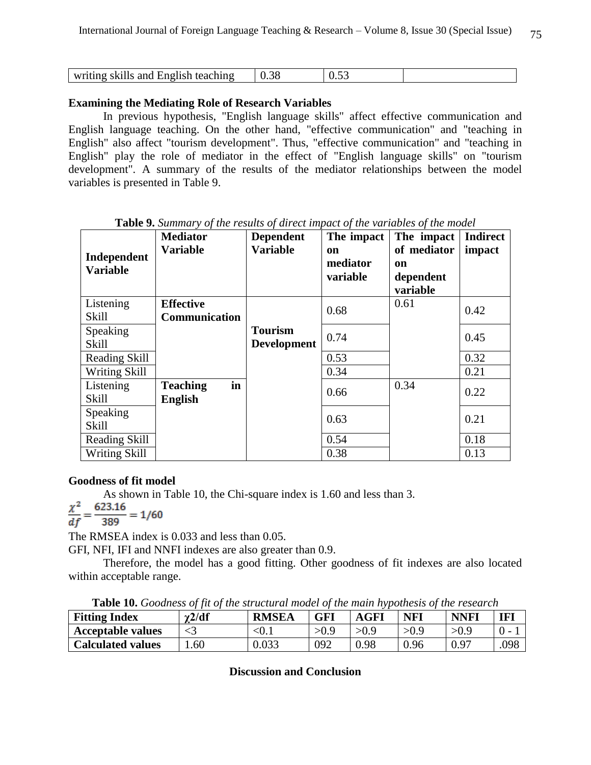| writing skills and English teaching | 0.38 | 0.53 | |
|---|---|---|---|

**Examining the Mediating Role of Research Variables**

In previous hypothesis, "English language skills" affect effective communication and English language teaching. On the other hand, "effective communication" and "teaching in English" also affect "tourism development". Thus, "effective communication" and "teaching in English" play the role of mediator in the effect of "English language skills" on "tourism development". A summary of the results of the mediator relationships between the model variables is presented in Table 9.

**Table 9.** *Summary of the results of direct impact of the variables of the model*

| Independent Variable | Mediator Variable | Dependent Variable | The impact on mediator variable | The impact of mediator on dependent variable | Indirect impact |
|---|---|---|---|---|---|
| Listening Skill | **Effective Communication** | **Tourism Development** | 0.68 | 0.61 | 0.42 |
| Speaking Skill | | | 0.74 | | 0.45 |
| Reading Skill | | | 0.53 | | 0.32 |
| Writing Skill | | | 0.34 | | 0.21 |
| Listening Skill | **Teaching in English** | | 0.66 | 0.34 | 0.22 |
| Speaking Skill | | | 0.63 | | 0.21 |
| Reading Skill | | | 0.54 | | 0.18 |
| Writing Skill | | | 0.38 | | 0.13 |

**Goodness of fit model**

As shown in Table 10, the Chi-square index is 1.60 and less than 3.

$$\frac{\chi^2}{df} = \frac{623.16}{389} = 1/60$$

The RMSEA index is 0.033 and less than 0.05.

GFI, NFI, IFI and NNFI indexes are also greater than 0.9.

Therefore, the model has a good fitting. Other goodness of fit indexes are also located within acceptable range.

**Table 10.** *Goodness of fit of the structural model of the main hypothesis of the research*

| Fitting Index | $\chi2$/df | RMSEA | GFI | AGFI | NFI | NNFI | IFI |
|---|---|---|---|---|---|---|---|
| **Acceptable values** | <3 | <0.1 | >0.9 | >0.9 | >0.9 | >0.9 | 0 - 1 |
| **Calculated values** | 1.60 | 0.033 | 092 | 0.98 | 0.96 | 0.97 | .098 |

## Discussion and Conclusion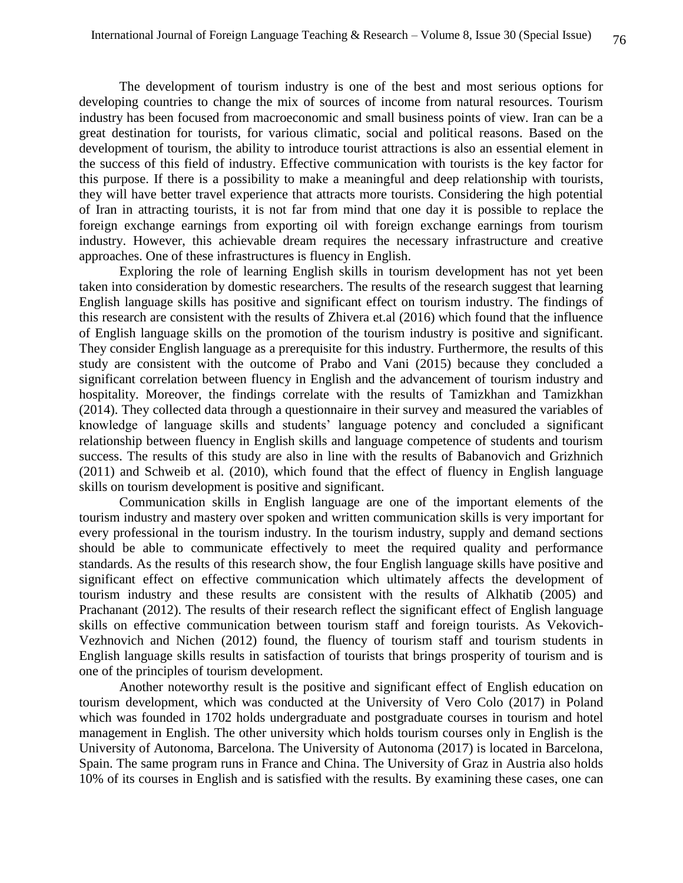The development of tourism industry is one of the best and most serious options for developing countries to change the mix of sources of income from natural resources. Tourism industry has been focused from macroeconomic and small business points of view. Iran can be a great destination for tourists, for various climatic, social and political reasons. Based on the development of tourism, the ability to introduce tourist attractions is also an essential element in the success of this field of industry. Effective communication with tourists is the key factor for this purpose. If there is a possibility to make a meaningful and deep relationship with tourists, they will have better travel experience that attracts more tourists. Considering the high potential of Iran in attracting tourists, it is not far from mind that one day it is possible to replace the foreign exchange earnings from exporting oil with foreign exchange earnings from tourism industry. However, this achievable dream requires the necessary infrastructure and creative approaches. One of these infrastructures is fluency in English.

Exploring the role of learning English skills in tourism development has not yet been taken into consideration by domestic researchers. The results of the research suggest that learning English language skills has positive and significant effect on tourism industry. The findings of this research are consistent with the results of Zhivera et.al (2016) which found that the influence of English language skills on the promotion of the tourism industry is positive and significant. They consider English language as a prerequisite for this industry. Furthermore, the results of this study are consistent with the outcome of Prabo and Vani (2015) because they concluded a significant correlation between fluency in English and the advancement of tourism industry and hospitality. Moreover, the findings correlate with the results of Tamizkhan and Tamizkhan (2014). They collected data through a questionnaire in their survey and measured the variables of knowledge of language skills and students' language potency and concluded a significant relationship between fluency in English skills and language competence of students and tourism success. The results of this study are also in line with the results of Babanovich and Grizhnich (2011) and Schweib et al. (2010), which found that the effect of fluency in English language skills on tourism development is positive and significant.

Communication skills in English language are one of the important elements of the tourism industry and mastery over spoken and written communication skills is very important for every professional in the tourism industry. In the tourism industry, supply and demand sections should be able to communicate effectively to meet the required quality and performance standards. As the results of this research show, the four English language skills have positive and significant effect on effective communication which ultimately affects the development of tourism industry and these results are consistent with the results of Alkhatib (2005) and Prachanant (2012). The results of their research reflect the significant effect of English language skills on effective communication between tourism staff and foreign tourists. As Vekovich-Vezhnovich and Nichen (2012) found, the fluency of tourism staff and tourism students in English language skills results in satisfaction of tourists that brings prosperity of tourism and is one of the principles of tourism development.

Another noteworthy result is the positive and significant effect of English education on tourism development, which was conducted at the University of Vero Colo (2017) in Poland which was founded in 1702 holds undergraduate and postgraduate courses in tourism and hotel management in English. The other university which holds tourism courses only in English is the University of Autonoma, Barcelona. The University of Autonoma (2017) is located in Barcelona, Spain. The same program runs in France and China. The University of Graz in Austria also holds 10% of its courses in English and is satisfied with the results. By examining these cases, one can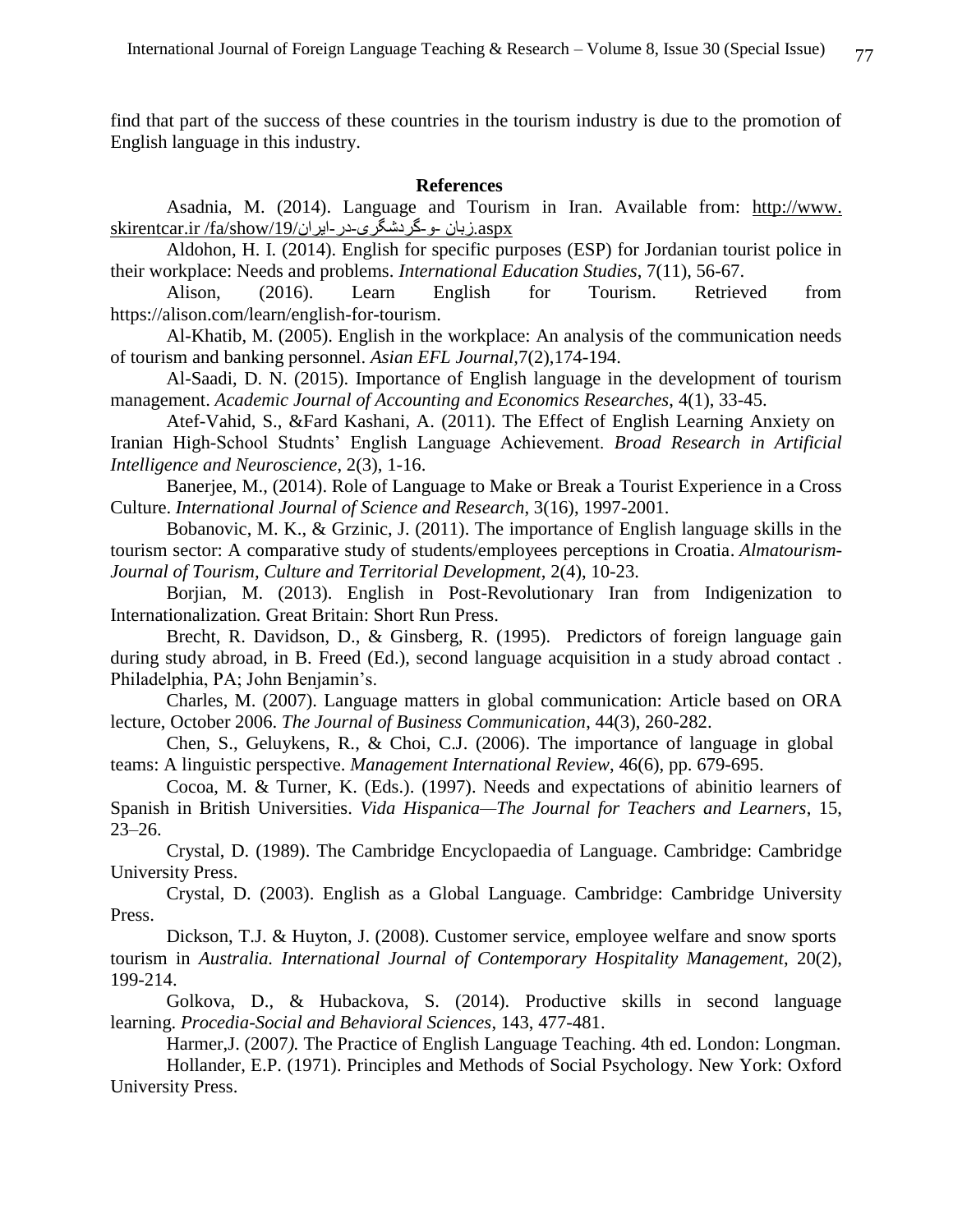find that part of the success of these countries in the tourism industry is due to the promotion of English language in this industry.

## References

Asadnia, M. (2014). Language and Tourism in Iran. Available from: http://www. skirentcar.ir /fa/show/19/زبان-و-گردشگری-در-ایران.aspx

Aldohon, H. I. (2014). English for specific purposes (ESP) for Jordanian tourist police in their workplace: Needs and problems. *International Education Studies*, 7(11), 56-67.

Alison, (2016). Learn English for Tourism. Retrieved from https://alison.com/learn/english-for-tourism.

Al-Khatib, M. (2005). English in the workplace: An analysis of the communication needs of tourism and banking personnel. *Asian EFL Journal*,7(2),174-194.

Al-Saadi, D. N. (2015). Importance of English language in the development of tourism management. *Academic Journal of Accounting and Economics Researches*, 4(1), 33-45.

Atef-Vahid, S., &Fard Kashani, A. (2011). The Effect of English Learning Anxiety on Iranian High-School Studnts' English Language Achievement. *Broad Research in Artificial Intelligence and Neuroscience*, 2(3), 1-16.

Banerjee, M., (2014). Role of Language to Make or Break a Tourist Experience in a Cross Culture. *International Journal of Science and Research*, 3(16), 1997-2001.

Bobanovic, M. K., & Grzinic, J. (2011). The importance of English language skills in the tourism sector: A comparative study of students/employees perceptions in Croatia. *Almatourism-Journal of Tourism, Culture and Territorial Development*, 2(4), 10-23.

Borjian, M. (2013). English in Post-Revolutionary Iran from Indigenization to Internationalization. Great Britain: Short Run Press.

Brecht, R. Davidson, D., & Ginsberg, R. (1995). Predictors of foreign language gain during study abroad, in B. Freed (Ed.), second language acquisition in a study abroad contact . Philadelphia, PA; John Benjamin's.

Charles, M. (2007). Language matters in global communication: Article based on ORA lecture, October 2006. *The Journal of Business Communication*, 44(3), 260-282.

Chen, S., Geluykens, R., & Choi, C.J. (2006). The importance of language in global teams: A linguistic perspective. *Management International Review*, 46(6), pp. 679-695.

Cocoa, M. & Turner, K. (Eds.). (1997). Needs and expectations of abinitio learners of Spanish in British Universities. *Vida Hispanica—The Journal for Teachers and Learners*, 15, 23–26.

Crystal, D. (1989). The Cambridge Encyclopaedia of Language. Cambridge: Cambridge University Press.

Crystal, D. (2003). English as a Global Language. Cambridge: Cambridge University Press.

Dickson, T.J. & Huyton, J. (2008). Customer service, employee welfare and snow sports tourism in *Australia. International Journal of Contemporary Hospitality Management*, 20(2), 199-214.

Golkova, D., & Hubackova, S. (2014). Productive skills in second language learning. *Procedia-Social and Behavioral Sciences*, 143, 477-481.

Harmer,J. (2007*).* The Practice of English Language Teaching. 4th ed. London: Longman.

Hollander, E.P. (1971). Principles and Methods of Social Psychology. New York: Oxford University Press.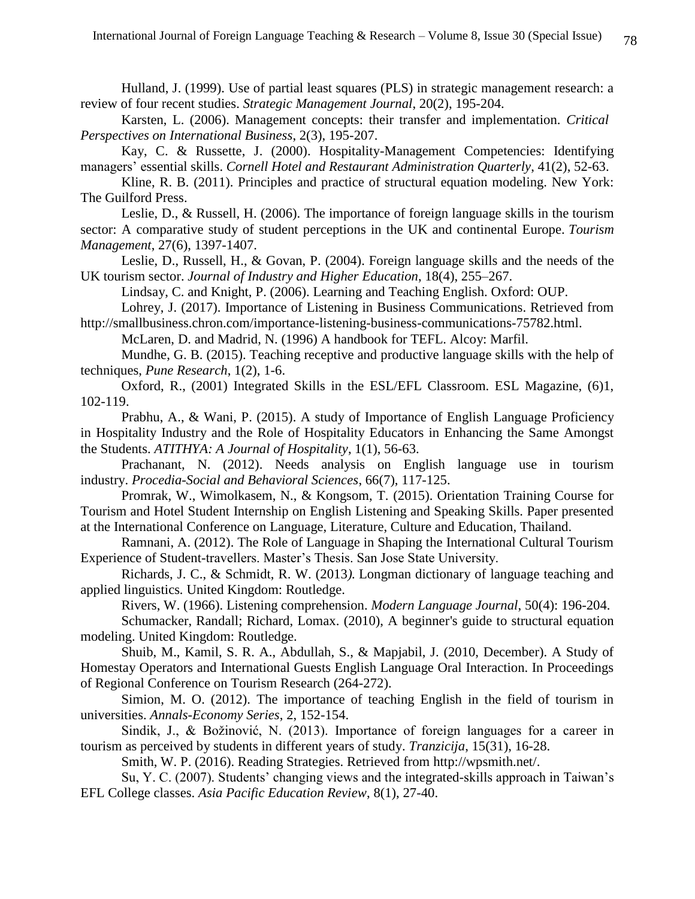Hulland, J. (1999). Use of partial least squares (PLS) in strategic management research: a review of four recent studies. *Strategic Management Journal*, 20(2), 195-204.

Karsten, L. (2006). Management concepts: their transfer and implementation. *Critical Perspectives on International Business*, 2(3), 195-207.

Kay, C. & Russette, J. (2000). Hospitality-Management Competencies: Identifying managers' essential skills. *Cornell Hotel and Restaurant Administration Quarterly*, 41(2), 52-63.

Kline, R. B. (2011). Principles and practice of structural equation modeling. New York: The Guilford Press.

Leslie, D., & Russell, H. (2006). The importance of foreign language skills in the tourism sector: A comparative study of student perceptions in the UK and continental Europe. *Tourism Management*, 27(6), 1397-1407.

Leslie, D., Russell, H., & Govan, P. (2004). Foreign language skills and the needs of the UK tourism sector. *Journal of Industry and Higher Education*, 18(4), 255–267.

Lindsay, C. and Knight, P. (2006). Learning and Teaching English. Oxford: OUP.

Lohrey, J. (2017). Importance of Listening in Business Communications. Retrieved from http://smallbusiness.chron.com/importance-listening-business-communications-75782.html.

McLaren, D. and Madrid, N. (1996) A handbook for TEFL. Alcoy: Marfil.

Mundhe, G. B. (2015). Teaching receptive and productive language skills with the help of techniques, *Pune Research*, 1(2), 1-6.

Oxford, R., (2001) Integrated Skills in the ESL/EFL Classroom. ESL Magazine, (6)1, 102-119.

Prabhu, A., & Wani, P. (2015). A study of Importance of English Language Proficiency in Hospitality Industry and the Role of Hospitality Educators in Enhancing the Same Amongst the Students. *ATITHYA: A Journal of Hospitality*, 1(1), 56-63.

Prachanant, N. (2012). Needs analysis on English language use in tourism industry. *Procedia-Social and Behavioral Sciences*, 66(7), 117-125.

Promrak, W., Wimolkasem, N., & Kongsom, T. (2015). Orientation Training Course for Tourism and Hotel Student Internship on English Listening and Speaking Skills. Paper presented at the International Conference on Language, Literature, Culture and Education, Thailand.

Ramnani, A. (2012). The Role of Language in Shaping the International Cultural Tourism Experience of Student-travellers. Master's Thesis. San Jose State University.

Richards, J. C., & Schmidt, R. W. (2013*).* Longman dictionary of language teaching and applied linguistics*.* United Kingdom: Routledge.

Rivers, W. (1966). Listening comprehension. *Modern Language Journal*, 50(4): 196-204.

Schumacker, Randall; Richard, Lomax. (2010), A beginner's guide to structural equation modeling. United Kingdom: Routledge.

Shuib, M., Kamil, S. R. A., Abdullah, S., & Mapjabil, J. (2010, December). A Study of Homestay Operators and International Guests English Language Oral Interaction. In Proceedings of Regional Conference on Tourism Research (264-272).

Simion, M. O. (2012). The importance of teaching English in the field of tourism in universities. *Annals-Economy Series*, 2, 152-154.

Sindik, J., & Božinović, N. (2013). Importance of foreign languages for a career in tourism as perceived by students in different years of study. *Tranzicija*, 15(31), 16-28.

Smith, W. P. (2016). Reading Strategies. Retrieved from http://wpsmith.net/.

Su, Y. C. (2007). Students' changing views and the integrated-skills approach in Taiwan's EFL College classes. *Asia Pacific Education Review*, 8(1), 27-40.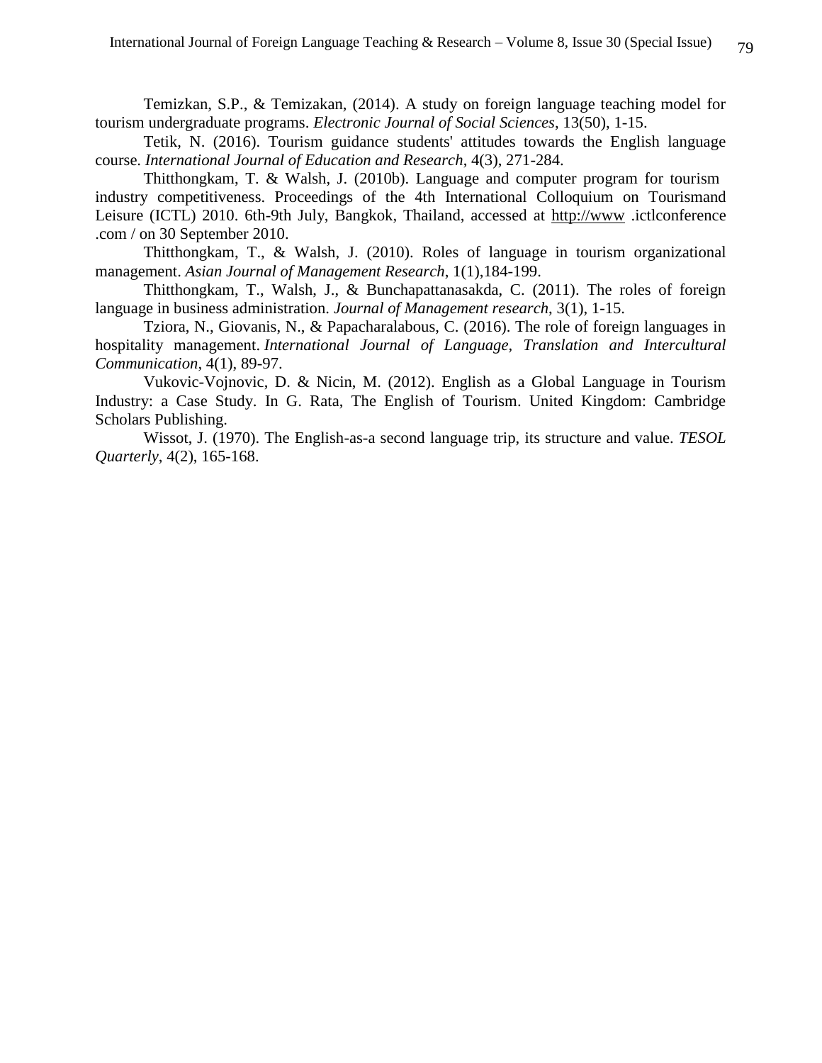Temizkan, S.P., & Temizakan, (2014). A study on foreign language teaching model for tourism undergraduate programs. *Electronic Journal of Social Sciences*, 13(50), 1-15.

Tetik, N. (2016). Tourism guidance students' attitudes towards the English language course. *International Journal of Education and Research*, 4(3), 271-284.

Thitthongkam, T. & Walsh, J. (2010b). Language and computer program for tourism industry competitiveness. Proceedings of the 4th International Colloquium on Tourismand Leisure (ICTL) 2010. 6th-9th July, Bangkok, Thailand, accessed at http://www .ictlconference .com / on 30 September 2010.

Thitthongkam, T., & Walsh, J. (2010). Roles of language in tourism organizational management. *Asian Journal of Management Research*, 1(1),184-199.

Thitthongkam, T., Walsh, J., & Bunchapattanasakda, C. (2011). The roles of foreign language in business administration. *Journal of Management research*, 3(1), 1-15.

Tziora, N., Giovanis, N., & Papacharalabous, C. (2016). The role of foreign languages in hospitality management. *International Journal of Language, Translation and Intercultural Communication*, 4(1), 89-97.

Vukovic-Vojnovic, D. & Nicin, M. (2012). English as a Global Language in Tourism Industry: a Case Study. In G. Rata, The English of Tourism. United Kingdom: Cambridge Scholars Publishing.

Wissot, J. (1970). The English-as-a second language trip, its structure and value. *TESOL Quarterly*, 4(2), 165-168.